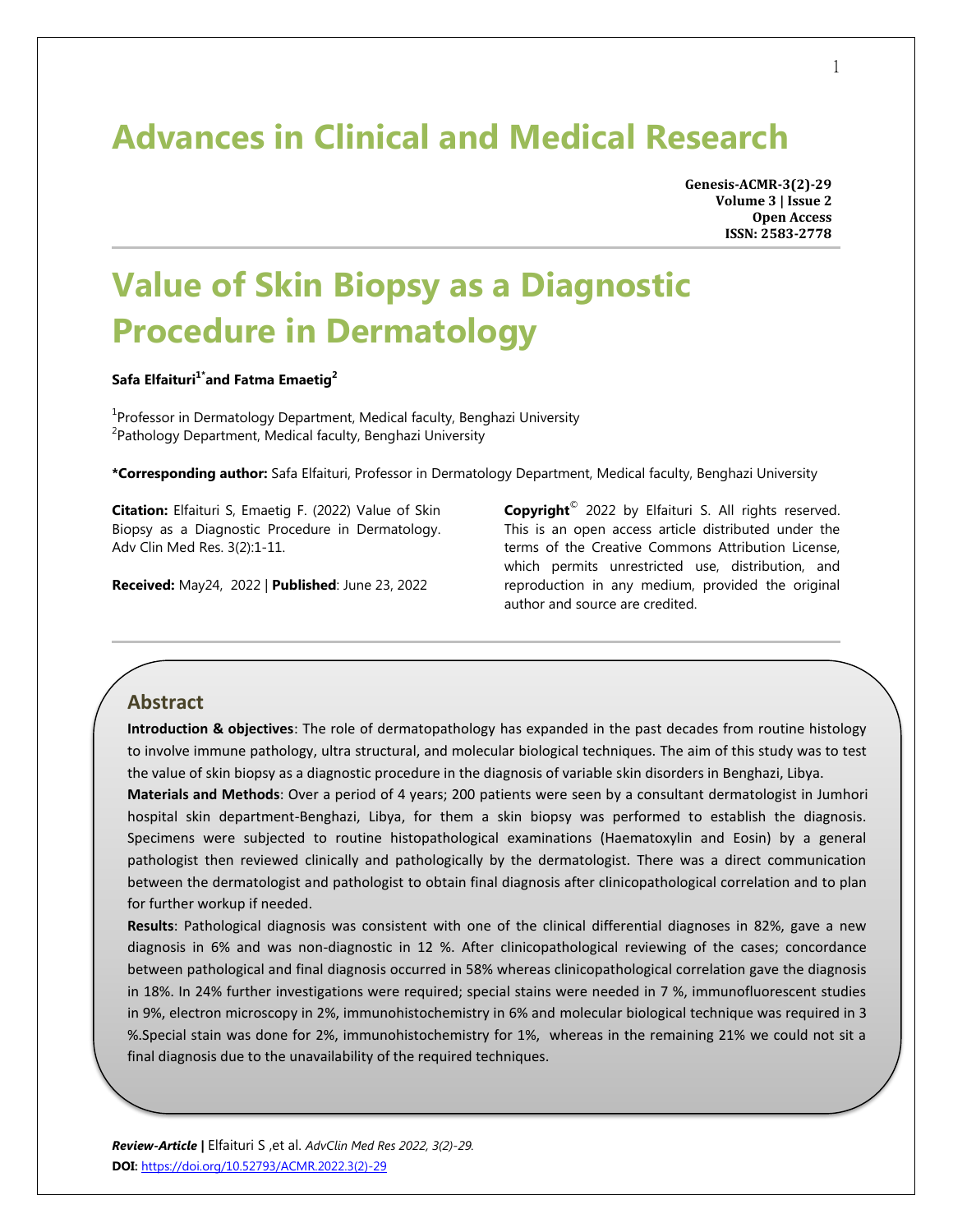# Advances in Clinical and Medical Research

**Genesis-ACMR-3(2)-29**
**Volume 3 | Issue 2**
**Open Access**
**ISSN: 2583-2778**

# Value of Skin Biopsy as a Diagnostic Procedure in Dermatology

**Safa Elfaituri[1*] and Fatma Emaetig[2]**

[1]Professor in Dermatology Department, Medical faculty, Benghazi University
[2]Pathology Department, Medical faculty, Benghazi University

**\*Corresponding author:** Safa Elfaituri, Professor in Dermatology Department, Medical faculty, Benghazi University

**Citation:** Elfaituri S, Emaetig F. (2022) Value of Skin Biopsy as a Diagnostic Procedure in Dermatology. Adv Clin Med Res. 3(2):1-11.

**Received:** May24, 2022 | **Published**: June 23, 2022

**Copyright**© 2022 by Elfaituri S. All rights reserved. This is an open access article distributed under the terms of the Creative Commons Attribution License, which permits unrestricted use, distribution, and reproduction in any medium, provided the original author and source are credited.

## Abstract

**Introduction & objectives**: The role of dermatopathology has expanded in the past decades from routine histology to involve immune pathology, ultra structural, and molecular biological techniques. The aim of this study was to test the value of skin biopsy as a diagnostic procedure in the diagnosis of variable skin disorders in Benghazi, Libya.

**Materials and Methods**: Over a period of 4 years; 200 patients were seen by a consultant dermatologist in Jumhori hospital skin department-Benghazi, Libya, for them a skin biopsy was performed to establish the diagnosis. Specimens were subjected to routine histopathological examinations (Haematoxylin and Eosin) by a general pathologist then reviewed clinically and pathologically by the dermatologist. There was a direct communication between the dermatologist and pathologist to obtain final diagnosis after clinicopathological correlation and to plan for further workup if needed.

**Results**: Pathological diagnosis was consistent with one of the clinical differential diagnoses in 82%, gave a new diagnosis in 6% and was non-diagnostic in 12 %. After clinicopathological reviewing of the cases; concordance between pathological and final diagnosis occurred in 58% whereas clinicopathological correlation gave the diagnosis in 18%. In 24% further investigations were required; special stains were needed in 7 %, immunofluorescent studies in 9%, electron microscopy in 2%, immunohistochemistry in 6% and molecular biological technique was required in 3 %.Special stain was done for 2%, immunohistochemistry for 1%, whereas in the remaining 21% we could not sit a final diagnosis due to the unavailability of the required techniques.

*Review-Article* | Elfaituri S ,et al. *AdvClin Med Res 2022, 3(2)-29.*
**DOI:** https://doi.org/10.52793/ACMR.2022.3(2)-29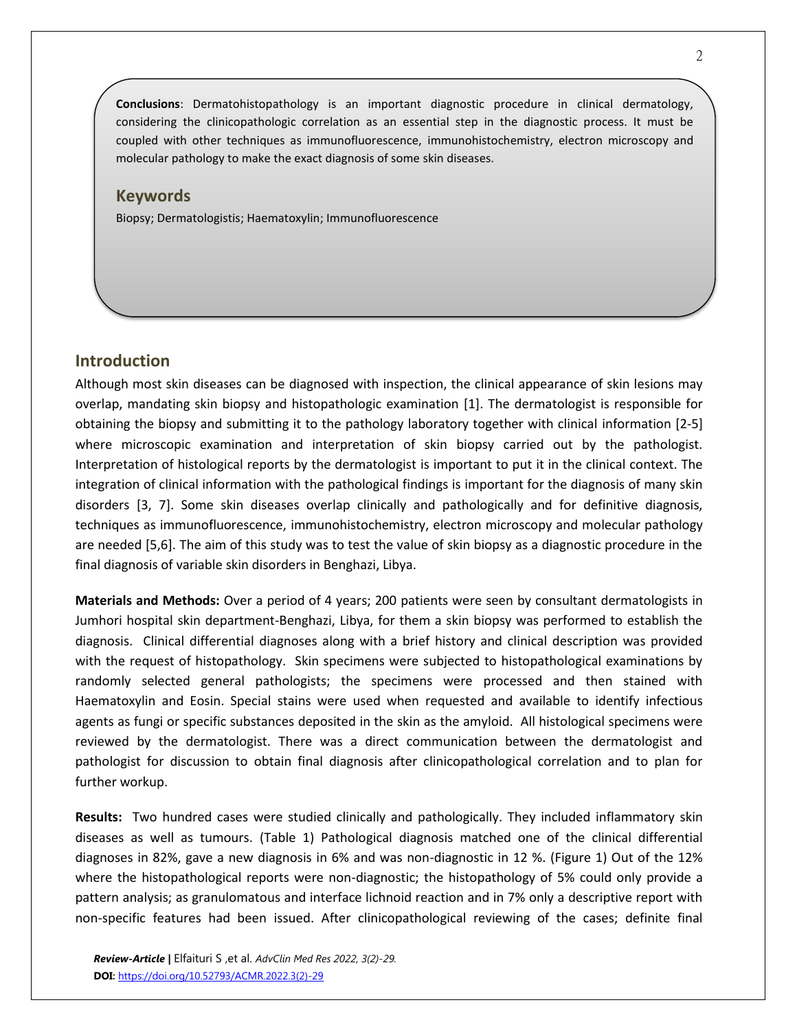**Conclusions**: Dermatohistopathology is an important diagnostic procedure in clinical dermatology, considering the clinicopathologic correlation as an essential step in the diagnostic process. It must be coupled with other techniques as immunofluorescence, immunohistochemistry, electron microscopy and molecular pathology to make the exact diagnosis of some skin diseases.

## Keywords

Biopsy; Dermatologistis; Haematoxylin; Immunofluorescence

## Introduction

Although most skin diseases can be diagnosed with inspection, the clinical appearance of skin lesions may overlap, mandating skin biopsy and histopathologic examination [1]. The dermatologist is responsible for obtaining the biopsy and submitting it to the pathology laboratory together with clinical information [2-5] where microscopic examination and interpretation of skin biopsy carried out by the pathologist. Interpretation of histological reports by the dermatologist is important to put it in the clinical context. The integration of clinical information with the pathological findings is important for the diagnosis of many skin disorders [3, 7]. Some skin diseases overlap clinically and pathologically and for definitive diagnosis, techniques as immunofluorescence, immunohistochemistry, electron microscopy and molecular pathology are needed [5,6]. The aim of this study was to test the value of skin biopsy as a diagnostic procedure in the final diagnosis of variable skin disorders in Benghazi, Libya.

**Materials and Methods:** Over a period of 4 years; 200 patients were seen by consultant dermatologists in Jumhori hospital skin department-Benghazi, Libya, for them a skin biopsy was performed to establish the diagnosis. Clinical differential diagnoses along with a brief history and clinical description was provided with the request of histopathology. Skin specimens were subjected to histopathological examinations by randomly selected general pathologists; the specimens were processed and then stained with Haematoxylin and Eosin. Special stains were used when requested and available to identify infectious agents as fungi or specific substances deposited in the skin as the amyloid. All histological specimens were reviewed by the dermatologist. There was a direct communication between the dermatologist and pathologist for discussion to obtain final diagnosis after clinicopathological correlation and to plan for further workup.

**Results:** Two hundred cases were studied clinically and pathologically. They included inflammatory skin diseases as well as tumours. (Table 1) Pathological diagnosis matched one of the clinical differential diagnoses in 82%, gave a new diagnosis in 6% and was non-diagnostic in 12 %. (Figure 1) Out of the 12% where the histopathological reports were non-diagnostic; the histopathology of 5% could only provide a pattern analysis; as granulomatous and interface lichnoid reaction and in 7% only a descriptive report with non-specific features had been issued. After clinicopathological reviewing of the cases; definite final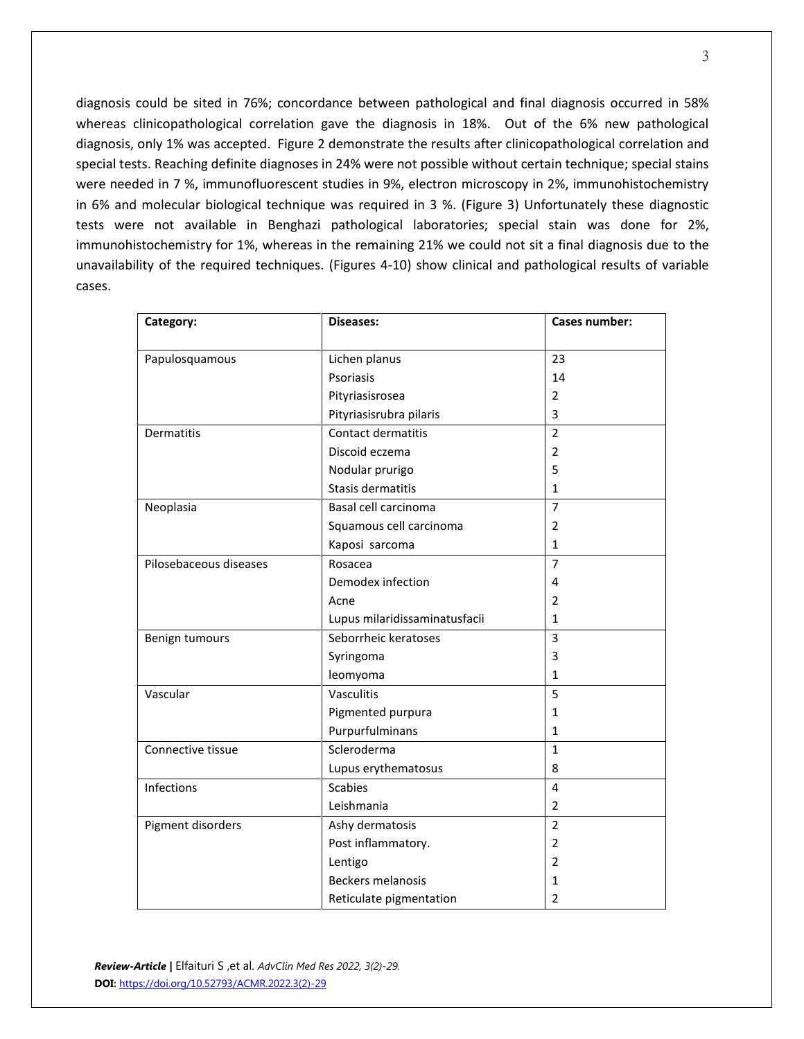diagnosis could be sited in 76%; concordance between pathological and final diagnosis occurred in 58% whereas clinicopathological correlation gave the diagnosis in 18%. Out of the 6% new pathological diagnosis, only 1% was accepted. Figure 2 demonstrate the results after clinicopathological correlation and special tests. Reaching definite diagnoses in 24% were not possible without certain technique; special stains were needed in 7 %, immunofluorescent studies in 9%, electron microscopy in 2%, immunohistochemistry in 6% and molecular biological technique was required in 3 %. (Figure 3) Unfortunately these diagnostic tests were not available in Benghazi pathological laboratories; special stain was done for 2%, immunohistochemistry for 1%, whereas in the remaining 21% we could not sit a final diagnosis due to the unavailability of the required techniques. (Figures 4-10) show clinical and pathological results of variable cases.

| **Category:** | **Diseases:** | **Cases number:** |
|---|---|---|
| Papulosquamous | Lichen planus | 23 |
| | Psoriasis | 14 |
| | Pityriasisrosea | 2 |
| | Pityriasisrubra pilaris | 3 |
| Dermatitis | Contact dermatitis | 2 |
| | Discoid eczema | 2 |
| | Nodular prurigo | 5 |
| | Stasis dermatitis | 1 |
| Neoplasia | Basal cell carcinoma | 7 |
| | Squamous cell carcinoma | 2 |
| | Kaposi sarcoma | 1 |
| Pilosebaceous diseases | Rosacea | 7 |
| | Demodex infection | 4 |
| | Acne | 2 |
| | Lupus milaridissaminatusfacii | 1 |
| Benign tumours | Seborrheic keratoses | 3 |
| | Syringoma | 3 |
| | leomyoma | 1 |
| Vascular | Vasculitis | 5 |
| | Pigmented purpura | 1 |
| | Purpurfulminans | 1 |
| Connective tissue | Scleroderma | 1 |
| | Lupus erythematosus | 8 |
| Infections | Scabies | 4 |
| | Leishmania | 2 |
| Pigment disorders | Ashy dermatosis | 2 |
| | Post inflammatory. | 2 |
| | Lentigo | 2 |
| | Beckers melanosis | 1 |
| | Reticulate pigmentation | 2 |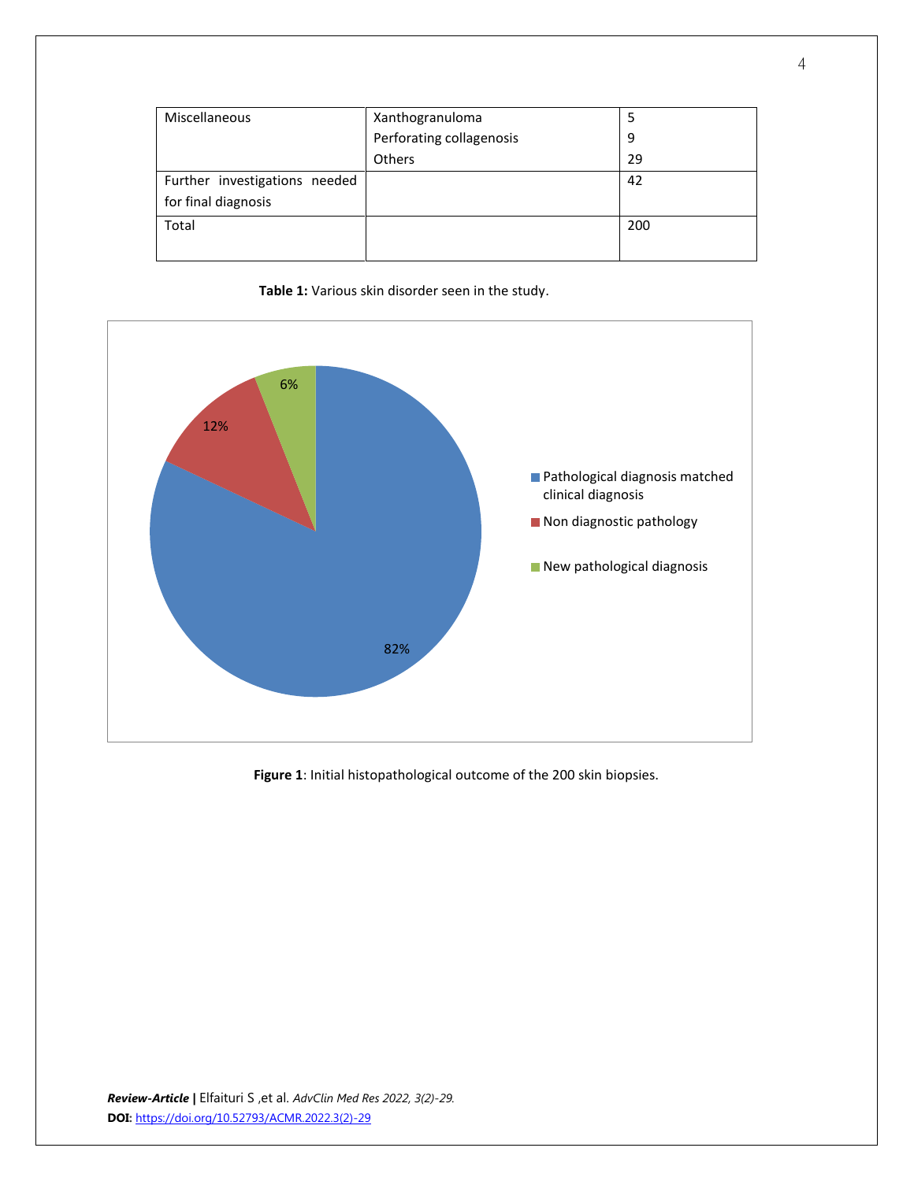| | | |
|---|---|---|
| Miscellaneous | Xanthogranuloma<br>Perforating collagenosis<br>Others | 5<br>9<br>29 |
| Further investigations needed for final diagnosis | | 42 |
| Total | | 200 |

**Table 1:** Various skin disorder seen in the study.

**Figure 1**: Initial histopathological outcome of the 200 skin biopsies.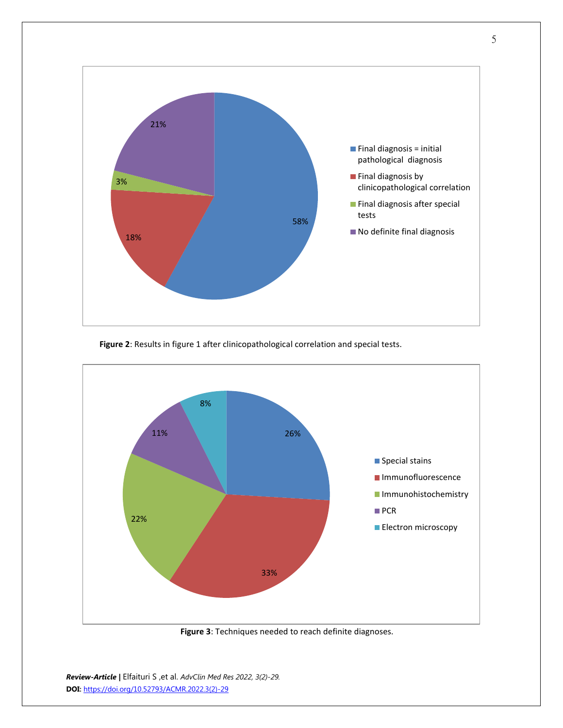Final diagnosis = initial pathological diagnosis: 58%

Final diagnosis by clinicopathological correlation: 18%

Final diagnosis after special tests: 3%

No definite final diagnosis: 21%

**Figure 2**: Results in figure 1 after clinicopathological correlation and special tests.

Special stains: 26%

Immunofluorescence: 33%

Immunohistochemistry: 22%

PCR: 11%

Electron microscopy: 8%

**Figure 3**: Techniques needed to reach definite diagnoses.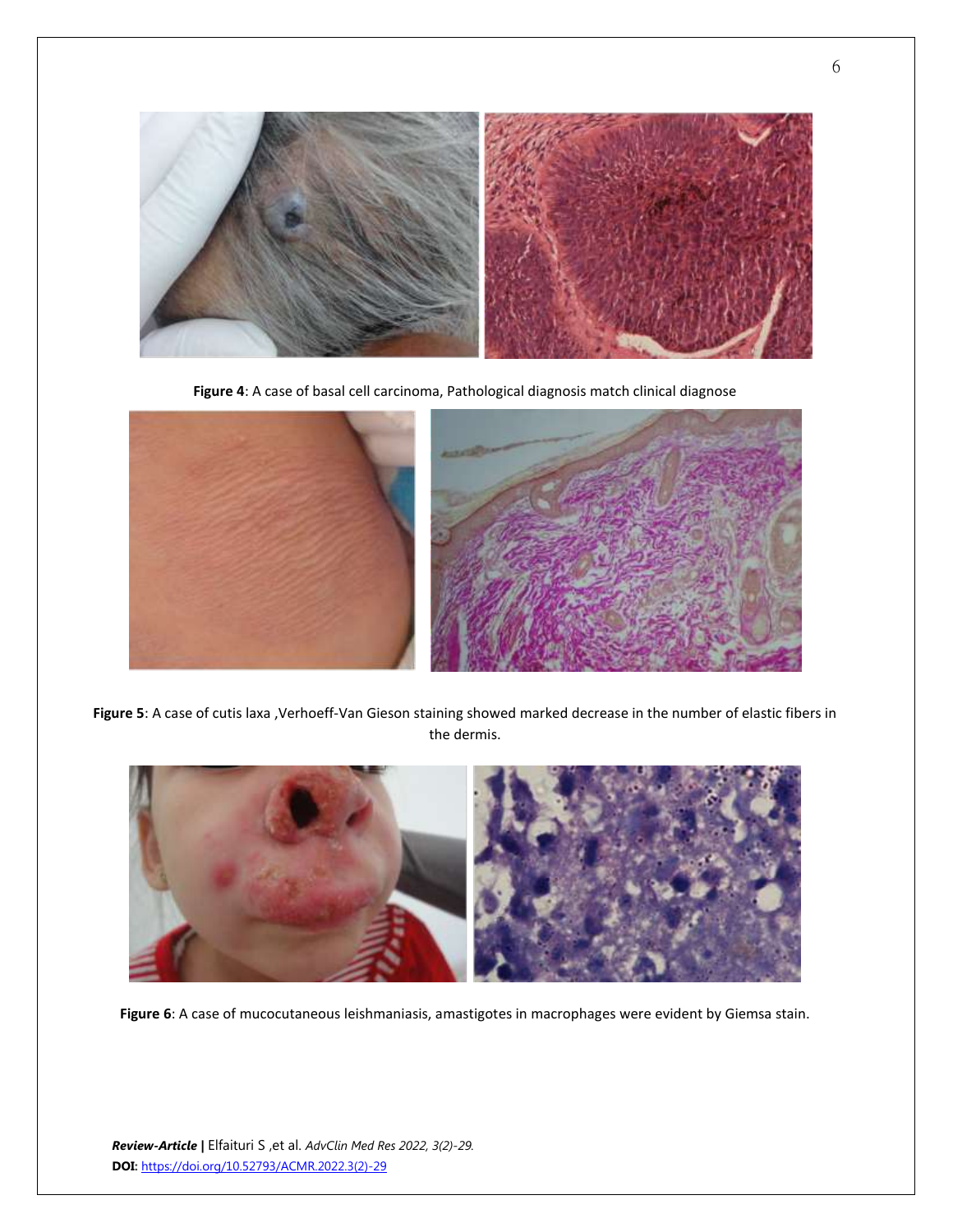**Figure 4**: A case of basal cell carcinoma, Pathological diagnosis match clinical diagnose

**Figure 5**: A case of cutis laxa ,Verhoeff-Van Gieson staining showed marked decrease in the number of elastic fibers in the dermis.

**Figure 6**: A case of mucocutaneous leishmaniasis, amastigotes in macrophages were evident by Giemsa stain.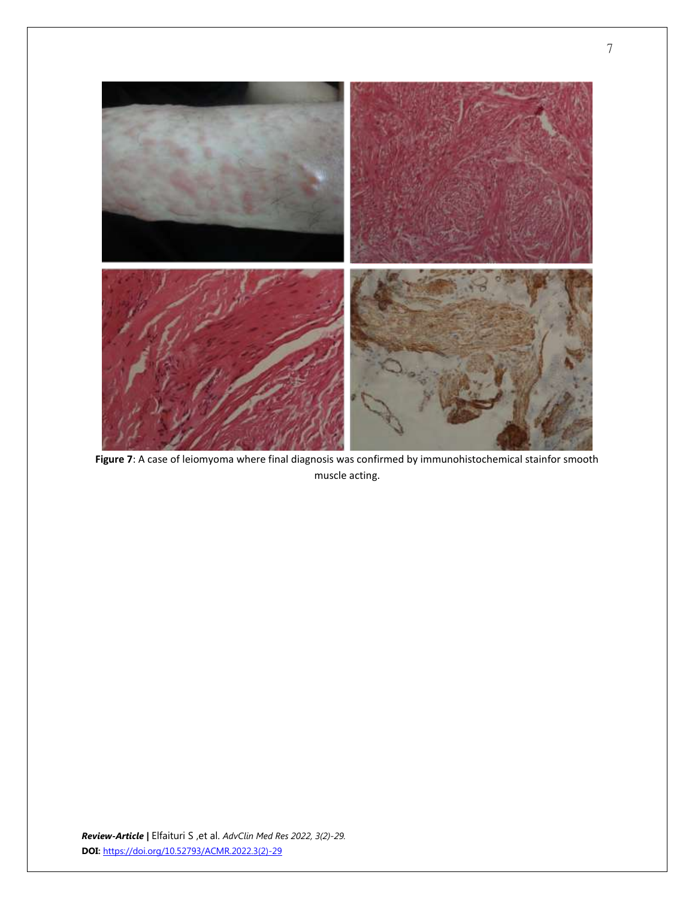**Figure 7**: A case of leiomyoma where final diagnosis was confirmed by immunohistochemical stainfor smooth muscle acting.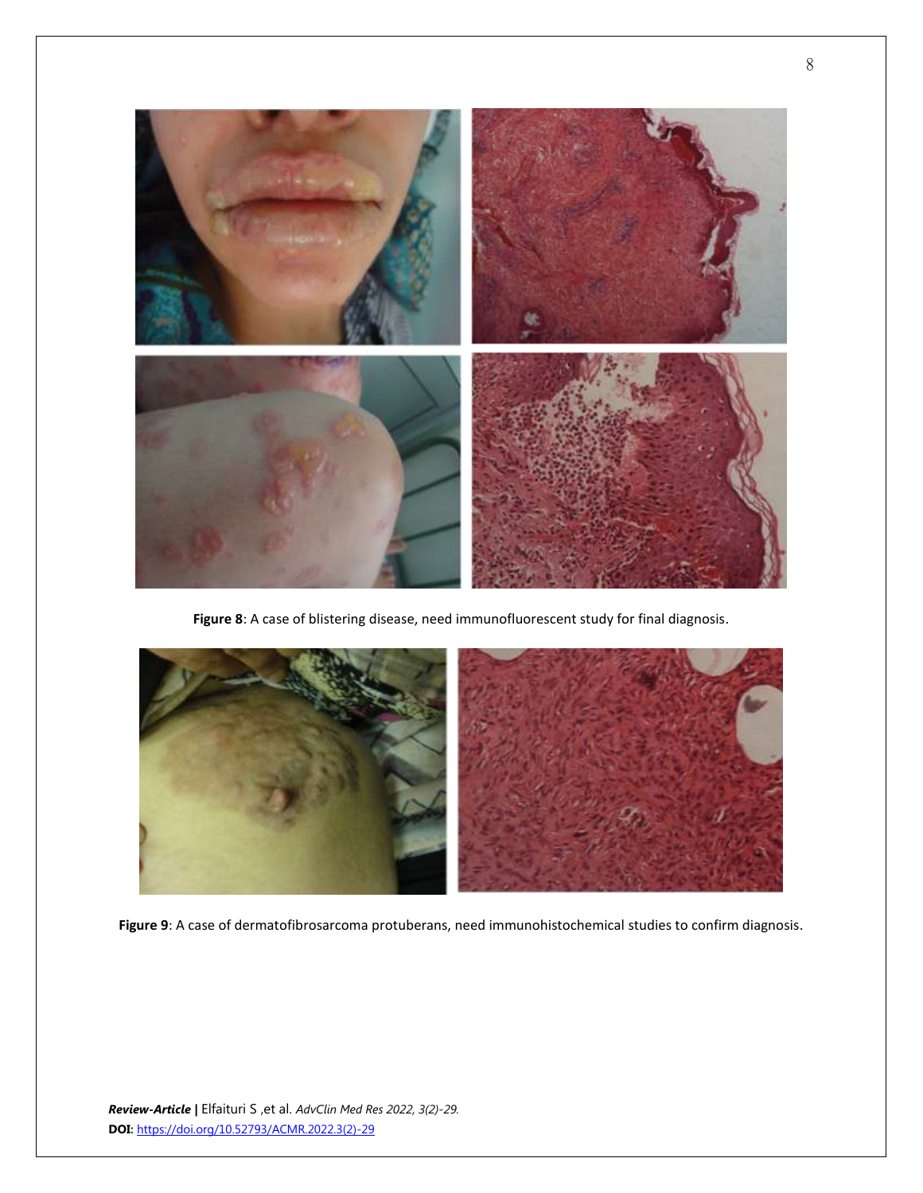**Figure 8**: A case of blistering disease, need immunofluorescent study for final diagnosis.

**Figure 9**: A case of dermatofibrosarcoma protuberans, need immunohistochemical studies to confirm diagnosis.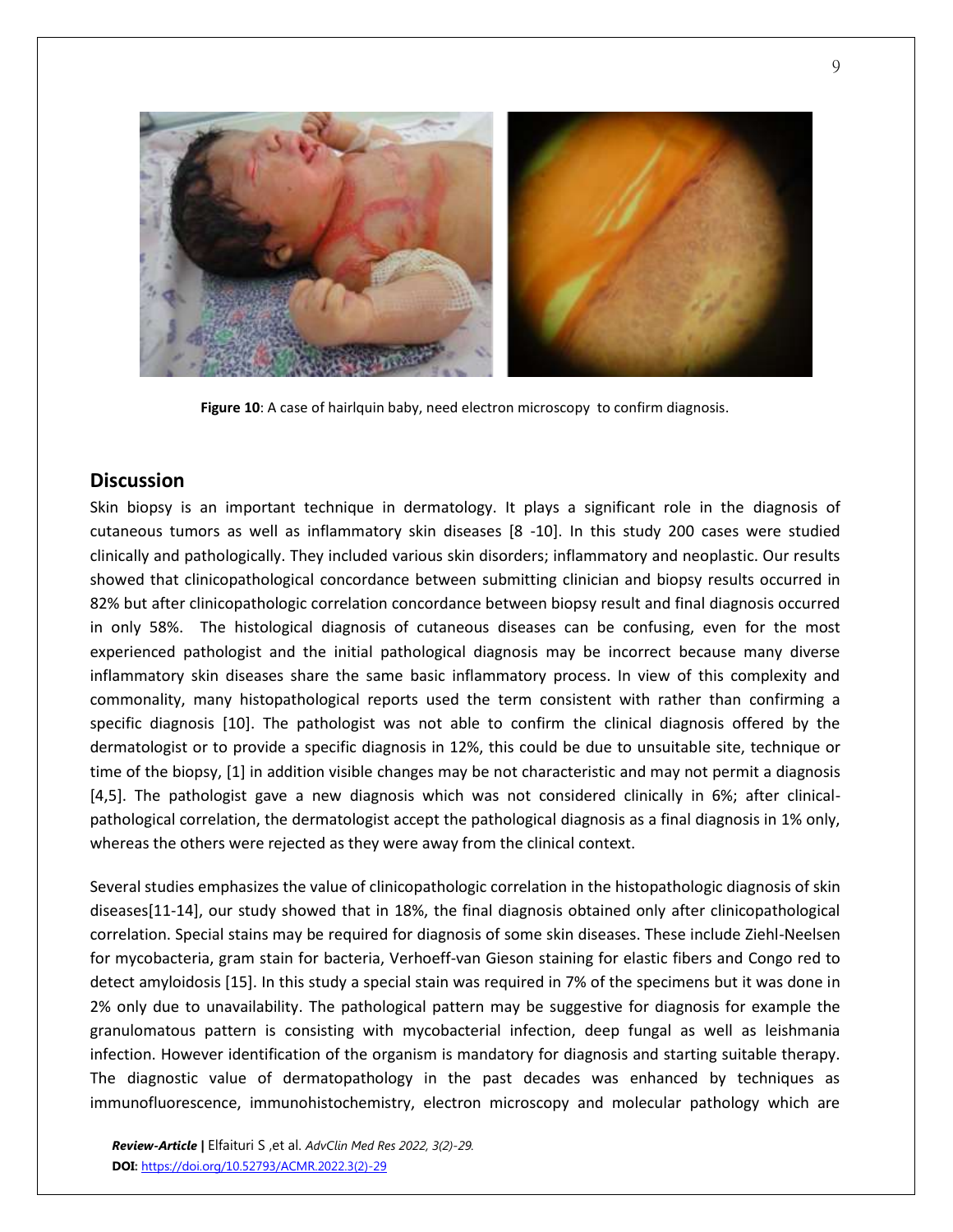**Figure 10**: A case of hairlquin baby, need electron microscopy to confirm diagnosis.

## Discussion

Skin biopsy is an important technique in dermatology. It plays a significant role in the diagnosis of cutaneous tumors as well as inflammatory skin diseases [8 -10]. In this study 200 cases were studied clinically and pathologically. They included various skin disorders; inflammatory and neoplastic. Our results showed that clinicopathological concordance between submitting clinician and biopsy results occurred in 82% but after clinicopathologic correlation concordance between biopsy result and final diagnosis occurred in only 58%. The histological diagnosis of cutaneous diseases can be confusing, even for the most experienced pathologist and the initial pathological diagnosis may be incorrect because many diverse inflammatory skin diseases share the same basic inflammatory process. In view of this complexity and commonality, many histopathological reports used the term consistent with rather than confirming a specific diagnosis [10]. The pathologist was not able to confirm the clinical diagnosis offered by the dermatologist or to provide a specific diagnosis in 12%, this could be due to unsuitable site, technique or time of the biopsy, [1] in addition visible changes may be not characteristic and may not permit a diagnosis [4,5]. The pathologist gave a new diagnosis which was not considered clinically in 6%; after clinical-pathological correlation, the dermatologist accept the pathological diagnosis as a final diagnosis in 1% only, whereas the others were rejected as they were away from the clinical context.

Several studies emphasizes the value of clinicopathologic correlation in the histopathologic diagnosis of skin diseases[11-14], our study showed that in 18%, the final diagnosis obtained only after clinicopathological correlation. Special stains may be required for diagnosis of some skin diseases. These include Ziehl-Neelsen for mycobacteria, gram stain for bacteria, Verhoeff-van Gieson staining for elastic fibers and Congo red to detect amyloidosis [15]. In this study a special stain was required in 7% of the specimens but it was done in 2% only due to unavailability. The pathological pattern may be suggestive for diagnosis for example the granulomatous pattern is consisting with mycobacterial infection, deep fungal as well as leishmania infection. However identification of the organism is mandatory for diagnosis and starting suitable therapy. The diagnostic value of dermatopathology in the past decades was enhanced by techniques as immunofluorescence, immunohistochemistry, electron microscopy and molecular pathology which are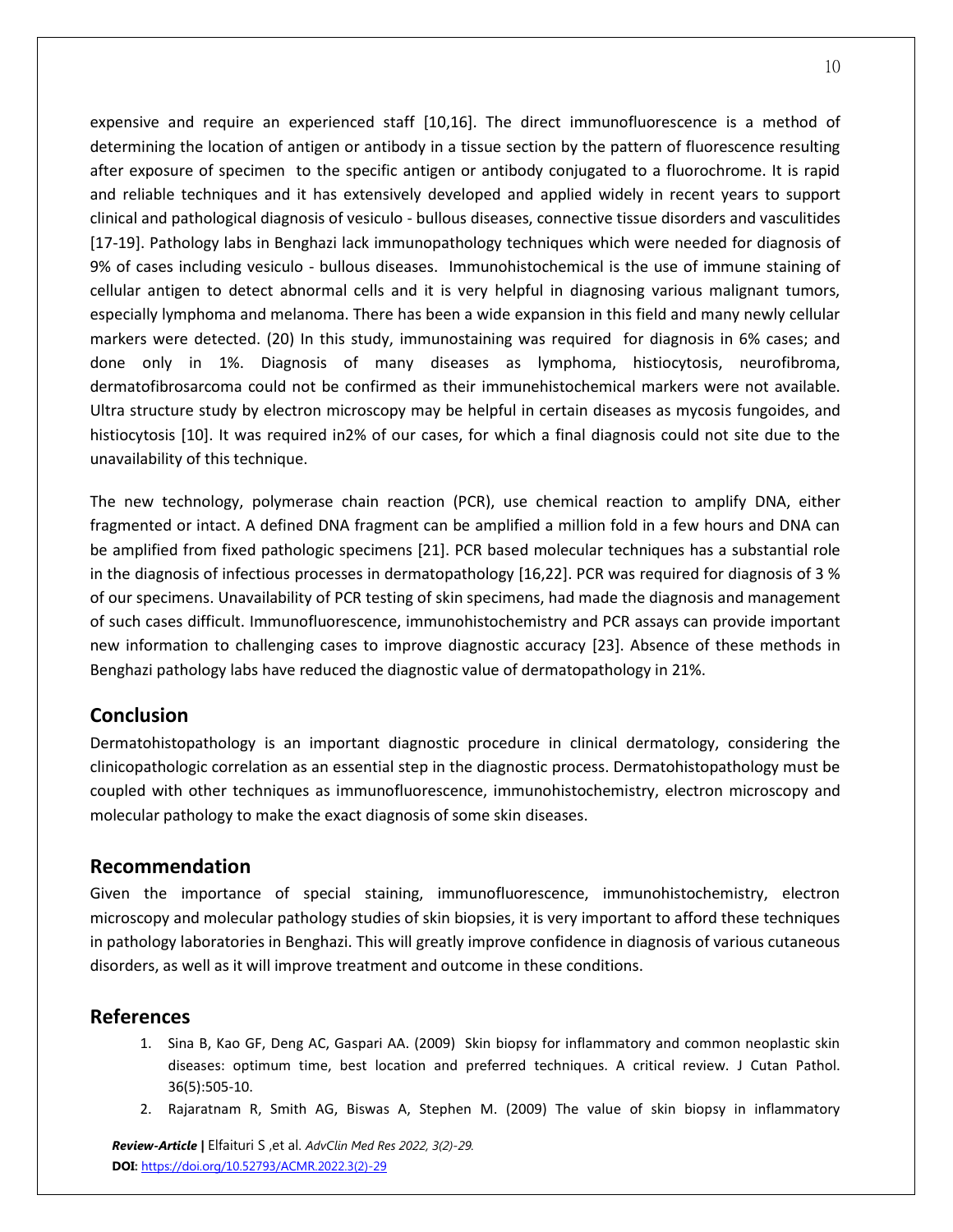expensive and require an experienced staff [10,16]. The direct immunofluorescence is a method of determining the location of antigen or antibody in a tissue section by the pattern of fluorescence resulting after exposure of specimen to the specific antigen or antibody conjugated to a fluorochrome. It is rapid and reliable techniques and it has extensively developed and applied widely in recent years to support clinical and pathological diagnosis of vesiculo - bullous diseases, connective tissue disorders and vasculitides [17-19]. Pathology labs in Benghazi lack immunopathology techniques which were needed for diagnosis of 9% of cases including vesiculo - bullous diseases. Immunohistochemical is the use of immune staining of cellular antigen to detect abnormal cells and it is very helpful in diagnosing various malignant tumors, especially lymphoma and melanoma. There has been a wide expansion in this field and many newly cellular markers were detected. (20) In this study, immunostaining was required for diagnosis in 6% cases; and done only in 1%. Diagnosis of many diseases as lymphoma, histiocytosis, neurofibroma, dermatofibrosarcoma could not be confirmed as their immunehistochemical markers were not available. Ultra structure study by electron microscopy may be helpful in certain diseases as mycosis fungoides, and histiocytosis [10]. It was required in2% of our cases, for which a final diagnosis could not site due to the unavailability of this technique.

The new technology, polymerase chain reaction (PCR), use chemical reaction to amplify DNA, either fragmented or intact. A defined DNA fragment can be amplified a million fold in a few hours and DNA can be amplified from fixed pathologic specimens [21]. PCR based molecular techniques has a substantial role in the diagnosis of infectious processes in dermatopathology [16,22]. PCR was required for diagnosis of 3 % of our specimens. Unavailability of PCR testing of skin specimens, had made the diagnosis and management of such cases difficult. Immunofluorescence, immunohistochemistry and PCR assays can provide important new information to challenging cases to improve diagnostic accuracy [23]. Absence of these methods in Benghazi pathology labs have reduced the diagnostic value of dermatopathology in 21%.

## Conclusion

Dermatohistopathology is an important diagnostic procedure in clinical dermatology, considering the clinicopathologic correlation as an essential step in the diagnostic process. Dermatohistopathology must be coupled with other techniques as immunofluorescence, immunohistochemistry, electron microscopy and molecular pathology to make the exact diagnosis of some skin diseases.

## Recommendation

Given the importance of special staining, immunofluorescence, immunohistochemistry, electron microscopy and molecular pathology studies of skin biopsies, it is very important to afford these techniques in pathology laboratories in Benghazi. This will greatly improve confidence in diagnosis of various cutaneous disorders, as well as it will improve treatment and outcome in these conditions.

## References

1. Sina B, Kao GF, Deng AC, Gaspari AA. (2009) Skin biopsy for inflammatory and common neoplastic skin diseases: optimum time, best location and preferred techniques. A critical review. J Cutan Pathol. 36(5):505-10.
2. Rajaratnam R, Smith AG, Biswas A, Stephen M. (2009) The value of skin biopsy in inflammatory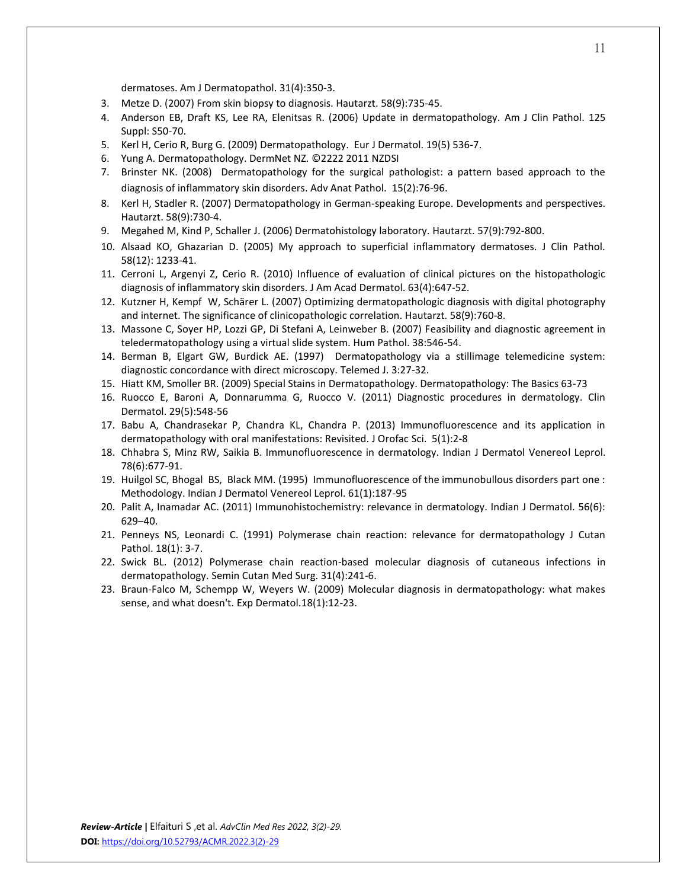dermatoses. Am J Dermatopathol. 31(4):350-3.

3. Metze D. (2007) From skin biopsy to diagnosis. Hautarzt. 58(9):735-45.
4. Anderson EB, Draft KS, Lee RA, Elenitsas R. (2006) Update in dermatopathology. Am J Clin Pathol. 125 Suppl: S50-70.
5. Kerl H, Cerio R, Burg G. (2009) Dermatopathology. Eur J Dermatol. 19(5) 536-7.
6. Yung A. Dermatopathology. DermNet NZ. ©2222 2011 NZDSI
7. Brinster NK. (2008) Dermatopathology for the surgical pathologist: a pattern based approach to the diagnosis of inflammatory skin disorders. Adv Anat Pathol. 15(2):76-96.
8. Kerl H, Stadler R. (2007) Dermatopathology in German-speaking Europe. Developments and perspectives. Hautarzt. 58(9):730-4.
9. Megahed M, Kind P, Schaller J. (2006) Dermatohistology laboratory. Hautarzt. 57(9):792-800.
10. Alsaad KO, Ghazarian D. (2005) My approach to superficial inflammatory dermatoses. J Clin Pathol. 58(12): 1233-41.
11. Cerroni L, Argenyi Z, Cerio R. (2010) Influence of evaluation of clinical pictures on the histopathologic diagnosis of inflammatory skin disorders. J Am Acad Dermatol. 63(4):647-52.
12. Kutzner H, Kempf W, Schärer L. (2007) Optimizing dermatopathologic diagnosis with digital photography and internet. The significance of clinicopathologic correlation. Hautarzt. 58(9):760-8.
13. Massone C, Soyer HP, Lozzi GP, Di Stefani A, Leinweber B. (2007) Feasibility and diagnostic agreement in teledermatopathology using a virtual slide system. Hum Pathol. 38:546-54.
14. Berman B, Elgart GW, Burdick AE. (1997) Dermatopathology via a stillimage telemedicine system: diagnostic concordance with direct microscopy. Telemed J. 3:27-32.
15. Hiatt KM, Smoller BR. (2009) Special Stains in Dermatopathology. Dermatopathology: The Basics 63-73
16. Ruocco E, Baroni A, Donnarumma G, Ruocco V. (2011) Diagnostic procedures in dermatology. Clin Dermatol. 29(5):548-56
17. Babu A, Chandrasekar P, Chandra KL, Chandra P. (2013) Immunofluorescence and its application in dermatopathology with oral manifestations: Revisited. J Orofac Sci. 5(1):2-8
18. Chhabra S, Minz RW, Saikia B. Immunofluorescence in dermatology. Indian J Dermatol Venereol Leprol. 78(6):677-91.
19. Huilgol SC, Bhogal BS, Black MM. (1995) Immunofluorescence of the immunobullous disorders part one : Methodology. Indian J Dermatol Venereol Leprol. 61(1):187-95
20. Palit A, Inamadar AC. (2011) Immunohistochemistry: relevance in dermatology. Indian J Dermatol. 56(6): 629–40.
21. Penneys NS, Leonardi C. (1991) Polymerase chain reaction: relevance for dermatopathology J Cutan Pathol. 18(1): 3-7.
22. Swick BL. (2012) Polymerase chain reaction-based molecular diagnosis of cutaneous infections in dermatopathology. Semin Cutan Med Surg. 31(4):241-6.
23. Braun-Falco M, Schempp W, Weyers W. (2009) Molecular diagnosis in dermatopathology: what makes sense, and what doesn't. Exp Dermatol.18(1):12-23.